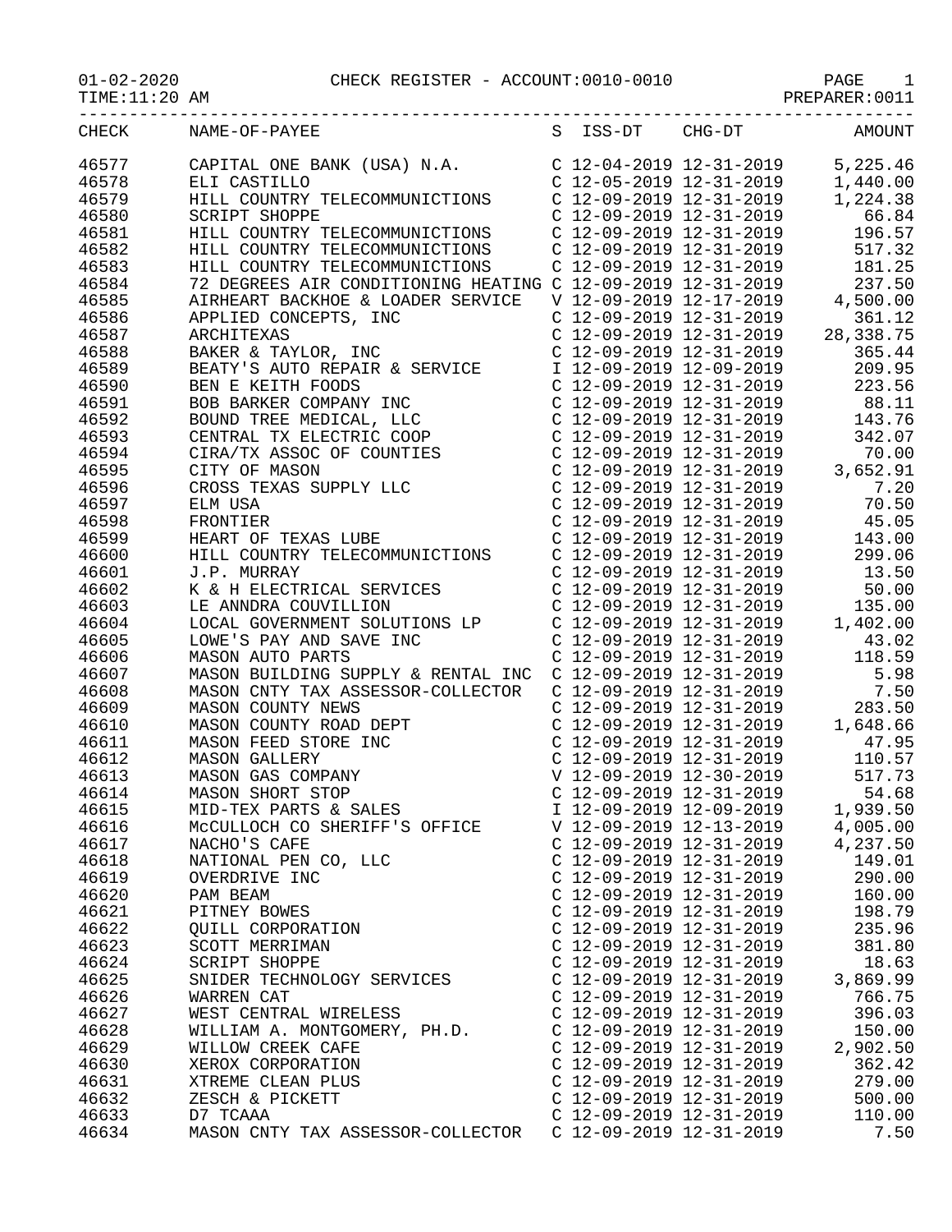01-02-2020 CHECK REGISTER - ACCOUNT:0010-0010

TIME:11:20 AM PREPARER:0011

| CHECK | NAME-OF-PAYEE | S | ISS-DT | CHG-DT | AMOUNT |
|---|---|---|---|---|---|
| 46577 | CAPITAL ONE BANK (USA) N.A. | C | 12-04-2019 | 12-31-2019 | 5,225.46 |
| 46578 | ELI CASTILLO | C | 12-05-2019 | 12-31-2019 | 1,440.00 |
| 46579 | HILL COUNTRY TELECOMMUNICTIONS | C | 12-09-2019 | 12-31-2019 | 1,224.38 |
| 46580 | SCRIPT SHOPPE | C | 12-09-2019 | 12-31-2019 | 66.84 |
| 46581 | HILL COUNTRY TELECOMMUNICTIONS | C | 12-09-2019 | 12-31-2019 | 196.57 |
| 46582 | HILL COUNTRY TELECOMMUNICTIONS | C | 12-09-2019 | 12-31-2019 | 517.32 |
| 46583 | HILL COUNTRY TELECOMMUNICTIONS | C | 12-09-2019 | 12-31-2019 | 181.25 |
| 46584 | 72 DEGREES AIR CONDITIONING HEATING | C | 12-09-2019 | 12-31-2019 | 237.50 |
| 46585 | AIRHEART BACKHOE & LOADER SERVICE | V | 12-09-2019 | 12-17-2019 | 4,500.00 |
| 46586 | APPLIED CONCEPTS, INC | C | 12-09-2019 | 12-31-2019 | 361.12 |
| 46587 | ARCHITEXAS | C | 12-09-2019 | 12-31-2019 | 28,338.75 |
| 46588 | BAKER & TAYLOR, INC | C | 12-09-2019 | 12-31-2019 | 365.44 |
| 46589 | BEATY'S AUTO REPAIR & SERVICE | I | 12-09-2019 | 12-09-2019 | 209.95 |
| 46590 | BEN E KEITH FOODS | C | 12-09-2019 | 12-31-2019 | 223.56 |
| 46591 | BOB BARKER COMPANY INC | C | 12-09-2019 | 12-31-2019 | 88.11 |
| 46592 | BOUND TREE MEDICAL, LLC | C | 12-09-2019 | 12-31-2019 | 143.76 |
| 46593 | CENTRAL TX ELECTRIC COOP | C | 12-09-2019 | 12-31-2019 | 342.07 |
| 46594 | CIRA/TX ASSOC OF COUNTIES | C | 12-09-2019 | 12-31-2019 | 70.00 |
| 46595 | CITY OF MASON | C | 12-09-2019 | 12-31-2019 | 3,652.91 |
| 46596 | CROSS TEXAS SUPPLY LLC | C | 12-09-2019 | 12-31-2019 | 7.20 |
| 46597 | ELM USA | C | 12-09-2019 | 12-31-2019 | 70.50 |
| 46598 | FRONTIER | C | 12-09-2019 | 12-31-2019 | 45.05 |
| 46599 | HEART OF TEXAS LUBE | C | 12-09-2019 | 12-31-2019 | 143.00 |
| 46600 | HILL COUNTRY TELECOMMUNICTIONS | C | 12-09-2019 | 12-31-2019 | 299.06 |
| 46601 | J.P. MURRAY | C | 12-09-2019 | 12-31-2019 | 13.50 |
| 46602 | K & H ELECTRICAL SERVICES | C | 12-09-2019 | 12-31-2019 | 50.00 |
| 46603 | LE ANNDRA COUVILLION | C | 12-09-2019 | 12-31-2019 | 135.00 |
| 46604 | LOCAL GOVERNMENT SOLUTIONS LP | C | 12-09-2019 | 12-31-2019 | 1,402.00 |
| 46605 | LOWE'S PAY AND SAVE INC | C | 12-09-2019 | 12-31-2019 | 43.02 |
| 46606 | MASON AUTO PARTS | C | 12-09-2019 | 12-31-2019 | 118.59 |
| 46607 | MASON BUILDING SUPPLY & RENTAL INC | C | 12-09-2019 | 12-31-2019 | 5.98 |
| 46608 | MASON CNTY TAX ASSESSOR-COLLECTOR | C | 12-09-2019 | 12-31-2019 | 7.50 |
| 46609 | MASON COUNTY NEWS | C | 12-09-2019 | 12-31-2019 | 283.50 |
| 46610 | MASON COUNTY ROAD DEPT | C | 12-09-2019 | 12-31-2019 | 1,648.66 |
| 46611 | MASON FEED STORE INC | C | 12-09-2019 | 12-31-2019 | 47.95 |
| 46612 | MASON GALLERY | C | 12-09-2019 | 12-31-2019 | 110.57 |
| 46613 | MASON GAS COMPANY | V | 12-09-2019 | 12-30-2019 | 517.73 |
| 46614 | MASON SHORT STOP | C | 12-09-2019 | 12-31-2019 | 54.68 |
| 46615 | MID-TEX PARTS & SALES | I | 12-09-2019 | 12-09-2019 | 1,939.50 |
| 46616 | McCULLOCH CO SHERIFF'S OFFICE | V | 12-09-2019 | 12-13-2019 | 4,005.00 |
| 46617 | NACHO'S CAFE | C | 12-09-2019 | 12-31-2019 | 4,237.50 |
| 46618 | NATIONAL PEN CO, LLC | C | 12-09-2019 | 12-31-2019 | 149.01 |
| 46619 | OVERDRIVE INC | C | 12-09-2019 | 12-31-2019 | 290.00 |
| 46620 | PAM BEAM | C | 12-09-2019 | 12-31-2019 | 160.00 |
| 46621 | PITNEY BOWES | C | 12-09-2019 | 12-31-2019 | 198.79 |
| 46622 | QUILL CORPORATION | C | 12-09-2019 | 12-31-2019 | 235.96 |
| 46623 | SCOTT MERRIMAN | C | 12-09-2019 | 12-31-2019 | 381.80 |
| 46624 | SCRIPT SHOPPE | C | 12-09-2019 | 12-31-2019 | 18.63 |
| 46625 | SNIDER TECHNOLOGY SERVICES | C | 12-09-2019 | 12-31-2019 | 3,869.99 |
| 46626 | WARREN CAT | C | 12-09-2019 | 12-31-2019 | 766.75 |
| 46627 | WEST CENTRAL WIRELESS | C | 12-09-2019 | 12-31-2019 | 396.03 |
| 46628 | WILLIAM A. MONTGOMERY, PH.D. | C | 12-09-2019 | 12-31-2019 | 150.00 |
| 46629 | WILLOW CREEK CAFE | C | 12-09-2019 | 12-31-2019 | 2,902.50 |
| 46630 | XEROX CORPORATION | C | 12-09-2019 | 12-31-2019 | 362.42 |
| 46631 | XTREME CLEAN PLUS | C | 12-09-2019 | 12-31-2019 | 279.00 |
| 46632 | ZESCH & PICKETT | C | 12-09-2019 | 12-31-2019 | 500.00 |
| 46633 | D7 TCAAA | C | 12-09-2019 | 12-31-2019 | 110.00 |
| 46634 | MASON CNTY TAX ASSESSOR-COLLECTOR | C | 12-09-2019 | 12-31-2019 | 7.50 |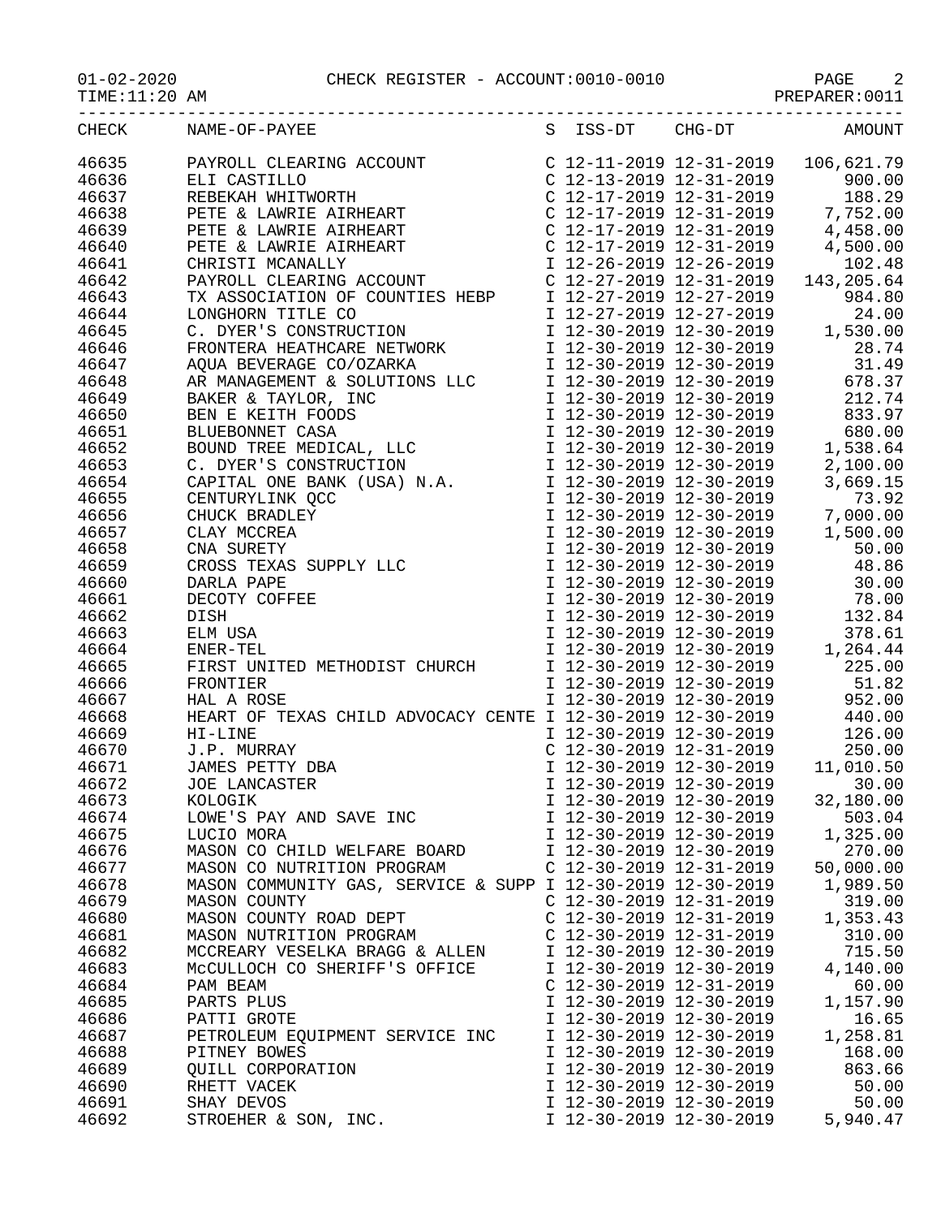CHECK REGISTER - ACCOUNT:0010-0010

01-02-2020
TIME:11:20 AM

PREPARER:0011

| CHECK | NAME-OF-PAYEE | S | ISS-DT | CHG-DT | AMOUNT |
|---|---|---|---|---|---|
| 46635 | PAYROLL CLEARING ACCOUNT | C | 12-11-2019 | 12-31-2019 | 106,621.79 |
| 46636 | ELI CASTILLO | C | 12-13-2019 | 12-31-2019 | 900.00 |
| 46637 | REBEKAH WHITWORTH | C | 12-17-2019 | 12-31-2019 | 188.29 |
| 46638 | PETE & LAWRIE AIRHEART | C | 12-17-2019 | 12-31-2019 | 7,752.00 |
| 46639 | PETE & LAWRIE AIRHEART | C | 12-17-2019 | 12-31-2019 | 4,458.00 |
| 46640 | PETE & LAWRIE AIRHEART | C | 12-17-2019 | 12-31-2019 | 4,500.00 |
| 46641 | CHRISTI MCANALLY | I | 12-26-2019 | 12-26-2019 | 102.48 |
| 46642 | PAYROLL CLEARING ACCOUNT | C | 12-27-2019 | 12-31-2019 | 143,205.64 |
| 46643 | TX ASSOCIATION OF COUNTIES HEBP | I | 12-27-2019 | 12-27-2019 | 984.80 |
| 46644 | LONGHORN TITLE CO | I | 12-27-2019 | 12-27-2019 | 24.00 |
| 46645 | C. DYER'S CONSTRUCTION | I | 12-30-2019 | 12-30-2019 | 1,530.00 |
| 46646 | FRONTERA HEATHCARE NETWORK | I | 12-30-2019 | 12-30-2019 | 28.74 |
| 46647 | AQUA BEVERAGE CO/OZARKA | I | 12-30-2019 | 12-30-2019 | 31.49 |
| 46648 | AR MANAGEMENT & SOLUTIONS LLC | I | 12-30-2019 | 12-30-2019 | 678.37 |
| 46649 | BAKER & TAYLOR, INC | I | 12-30-2019 | 12-30-2019 | 212.74 |
| 46650 | BEN E KEITH FOODS | I | 12-30-2019 | 12-30-2019 | 833.97 |
| 46651 | BLUEBONNET CASA | I | 12-30-2019 | 12-30-2019 | 680.00 |
| 46652 | BOUND TREE MEDICAL, LLC | I | 12-30-2019 | 12-30-2019 | 1,538.64 |
| 46653 | C. DYER'S CONSTRUCTION | I | 12-30-2019 | 12-30-2019 | 2,100.00 |
| 46654 | CAPITAL ONE BANK (USA) N.A. | I | 12-30-2019 | 12-30-2019 | 3,669.15 |
| 46655 | CENTURYLINK QCC | I | 12-30-2019 | 12-30-2019 | 73.92 |
| 46656 | CHUCK BRADLEY | I | 12-30-2019 | 12-30-2019 | 7,000.00 |
| 46657 | CLAY MCCREA | I | 12-30-2019 | 12-30-2019 | 1,500.00 |
| 46658 | CNA SURETY | I | 12-30-2019 | 12-30-2019 | 50.00 |
| 46659 | CROSS TEXAS SUPPLY LLC | I | 12-30-2019 | 12-30-2019 | 48.86 |
| 46660 | DARLA PAPE | I | 12-30-2019 | 12-30-2019 | 30.00 |
| 46661 | DECOTY COFFEE | I | 12-30-2019 | 12-30-2019 | 78.00 |
| 46662 | DISH | I | 12-30-2019 | 12-30-2019 | 132.84 |
| 46663 | ELM USA | I | 12-30-2019 | 12-30-2019 | 378.61 |
| 46664 | ENER-TEL | I | 12-30-2019 | 12-30-2019 | 1,264.44 |
| 46665 | FIRST UNITED METHODIST CHURCH | I | 12-30-2019 | 12-30-2019 | 225.00 |
| 46666 | FRONTIER | I | 12-30-2019 | 12-30-2019 | 51.82 |
| 46667 | HAL A ROSE | I | 12-30-2019 | 12-30-2019 | 952.00 |
| 46668 | HEART OF TEXAS CHILD ADVOCACY CENTE | I | 12-30-2019 | 12-30-2019 | 440.00 |
| 46669 | HI-LINE | I | 12-30-2019 | 12-30-2019 | 126.00 |
| 46670 | J.P. MURRAY | C | 12-30-2019 | 12-31-2019 | 250.00 |
| 46671 | JAMES PETTY DBA | I | 12-30-2019 | 12-30-2019 | 11,010.50 |
| 46672 | JOE LANCASTER | I | 12-30-2019 | 12-30-2019 | 30.00 |
| 46673 | KOLOGIK | I | 12-30-2019 | 12-30-2019 | 32,180.00 |
| 46674 | LOWE'S PAY AND SAVE INC | I | 12-30-2019 | 12-30-2019 | 503.04 |
| 46675 | LUCIO MORA | I | 12-30-2019 | 12-30-2019 | 1,325.00 |
| 46676 | MASON CO CHILD WELFARE BOARD | I | 12-30-2019 | 12-30-2019 | 270.00 |
| 46677 | MASON CO NUTRITION PROGRAM | C | 12-30-2019 | 12-31-2019 | 50,000.00 |
| 46678 | MASON COMMUNITY GAS, SERVICE & SUPP | I | 12-30-2019 | 12-30-2019 | 1,989.50 |
| 46679 | MASON COUNTY | C | 12-30-2019 | 12-31-2019 | 319.00 |
| 46680 | MASON COUNTY ROAD DEPT | C | 12-30-2019 | 12-31-2019 | 1,353.43 |
| 46681 | MASON NUTRITION PROGRAM | C | 12-30-2019 | 12-31-2019 | 310.00 |
| 46682 | MCCREARY VESELKA BRAGG & ALLEN | I | 12-30-2019 | 12-30-2019 | 715.50 |
| 46683 | McCULLOCH CO SHERIFF'S OFFICE | I | 12-30-2019 | 12-30-2019 | 4,140.00 |
| 46684 | PAM BEAM | C | 12-30-2019 | 12-31-2019 | 60.00 |
| 46685 | PARTS PLUS | I | 12-30-2019 | 12-30-2019 | 1,157.90 |
| 46686 | PATTI GROTE | I | 12-30-2019 | 12-30-2019 | 16.65 |
| 46687 | PETROLEUM EQUIPMENT SERVICE INC | I | 12-30-2019 | 12-30-2019 | 1,258.81 |
| 46688 | PITNEY BOWES | I | 12-30-2019 | 12-30-2019 | 168.00 |
| 46689 | QUILL CORPORATION | I | 12-30-2019 | 12-30-2019 | 863.66 |
| 46690 | RHETT VACEK | I | 12-30-2019 | 12-30-2019 | 50.00 |
| 46691 | SHAY DEVOS | I | 12-30-2019 | 12-30-2019 | 50.00 |
| 46692 | STROEHER & SON, INC. | I | 12-30-2019 | 12-30-2019 | 5,940.47 |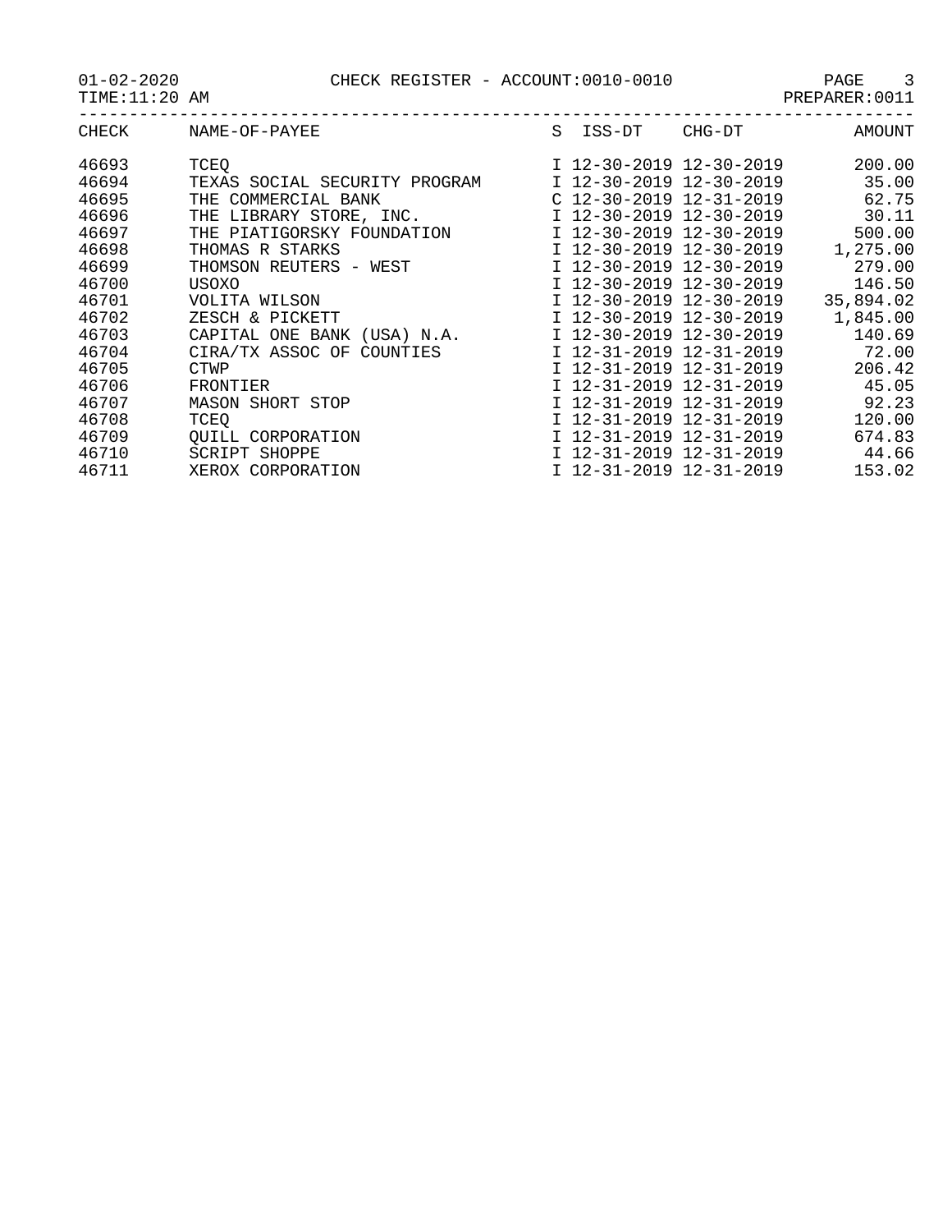01-02-2020 CHECK REGISTER - ACCOUNT:0010-0010

TIME:11:20 AM PREPARER:0011

| CHECK | NAME-OF-PAYEE | S | ISS-DT | CHG-DT | AMOUNT |
|---|---|---|---|---|---|
| 46693 | TCEQ | I | 12-30-2019 | 12-30-2019 | 200.00 |
| 46694 | TEXAS SOCIAL SECURITY PROGRAM | I | 12-30-2019 | 12-30-2019 | 35.00 |
| 46695 | THE COMMERCIAL BANK | C | 12-30-2019 | 12-31-2019 | 62.75 |
| 46696 | THE LIBRARY STORE, INC. | I | 12-30-2019 | 12-30-2019 | 30.11 |
| 46697 | THE PIATIGORSKY FOUNDATION | I | 12-30-2019 | 12-30-2019 | 500.00 |
| 46698 | THOMAS R STARKS | I | 12-30-2019 | 12-30-2019 | 1,275.00 |
| 46699 | THOMSON REUTERS - WEST | I | 12-30-2019 | 12-30-2019 | 279.00 |
| 46700 | USOXO | I | 12-30-2019 | 12-30-2019 | 146.50 |
| 46701 | VOLITA WILSON | I | 12-30-2019 | 12-30-2019 | 35,894.02 |
| 46702 | ZESCH & PICKETT | I | 12-30-2019 | 12-30-2019 | 1,845.00 |
| 46703 | CAPITAL ONE BANK (USA) N.A. | I | 12-30-2019 | 12-30-2019 | 140.69 |
| 46704 | CIRA/TX ASSOC OF COUNTIES | I | 12-31-2019 | 12-31-2019 | 72.00 |
| 46705 | CTWP | I | 12-31-2019 | 12-31-2019 | 206.42 |
| 46706 | FRONTIER | I | 12-31-2019 | 12-31-2019 | 45.05 |
| 46707 | MASON SHORT STOP | I | 12-31-2019 | 12-31-2019 | 92.23 |
| 46708 | TCEQ | I | 12-31-2019 | 12-31-2019 | 120.00 |
| 46709 | QUILL CORPORATION | I | 12-31-2019 | 12-31-2019 | 674.83 |
| 46710 | SCRIPT SHOPPE | I | 12-31-2019 | 12-31-2019 | 44.66 |
| 46711 | XEROX CORPORATION | I | 12-31-2019 | 12-31-2019 | 153.02 |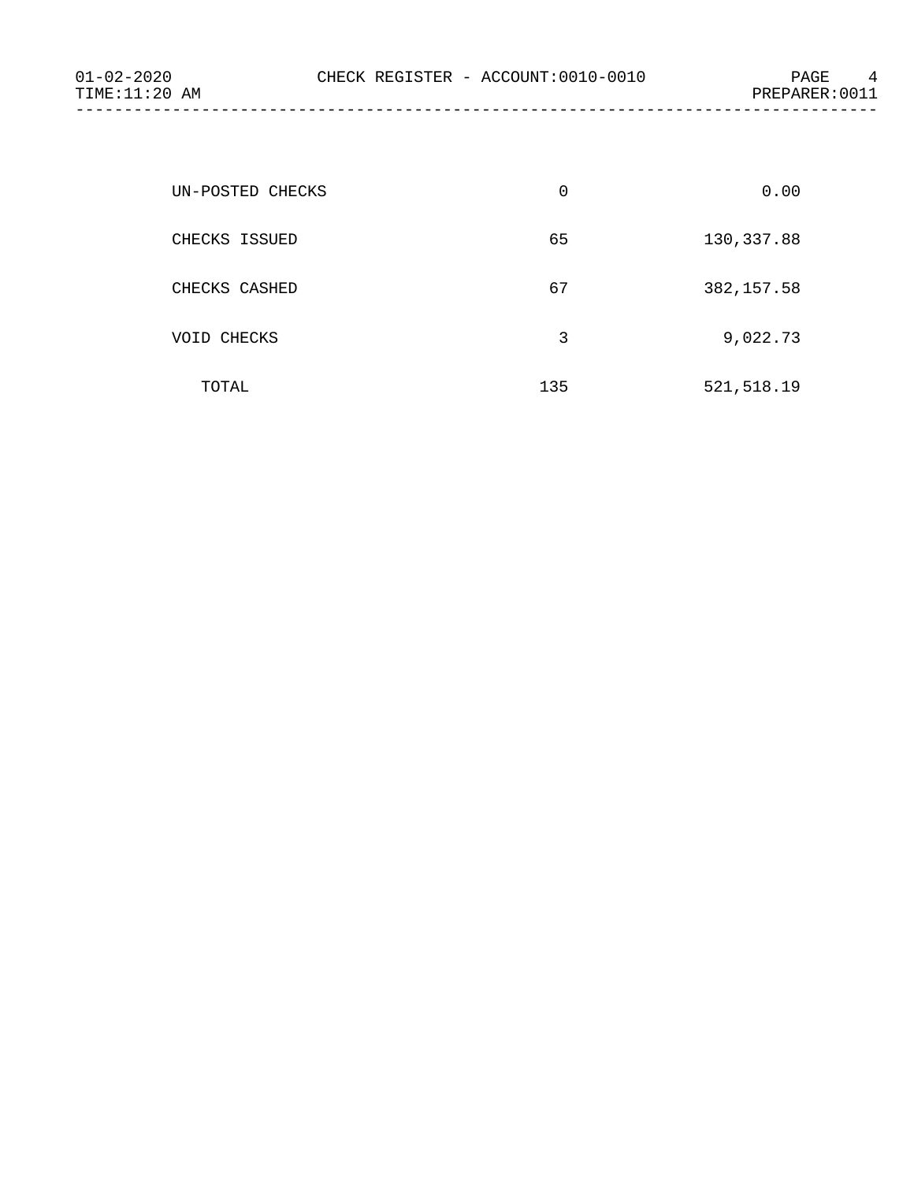| | | |
|---|---|---|
| UN-POSTED CHECKS | 0 | 0.00 |
| CHECKS ISSUED | 65 | 130,337.88 |
| CHECKS CASHED | 67 | 382,157.58 |
| VOID CHECKS | 3 | 9,022.73 |
| TOTAL | 135 | 521,518.19 |